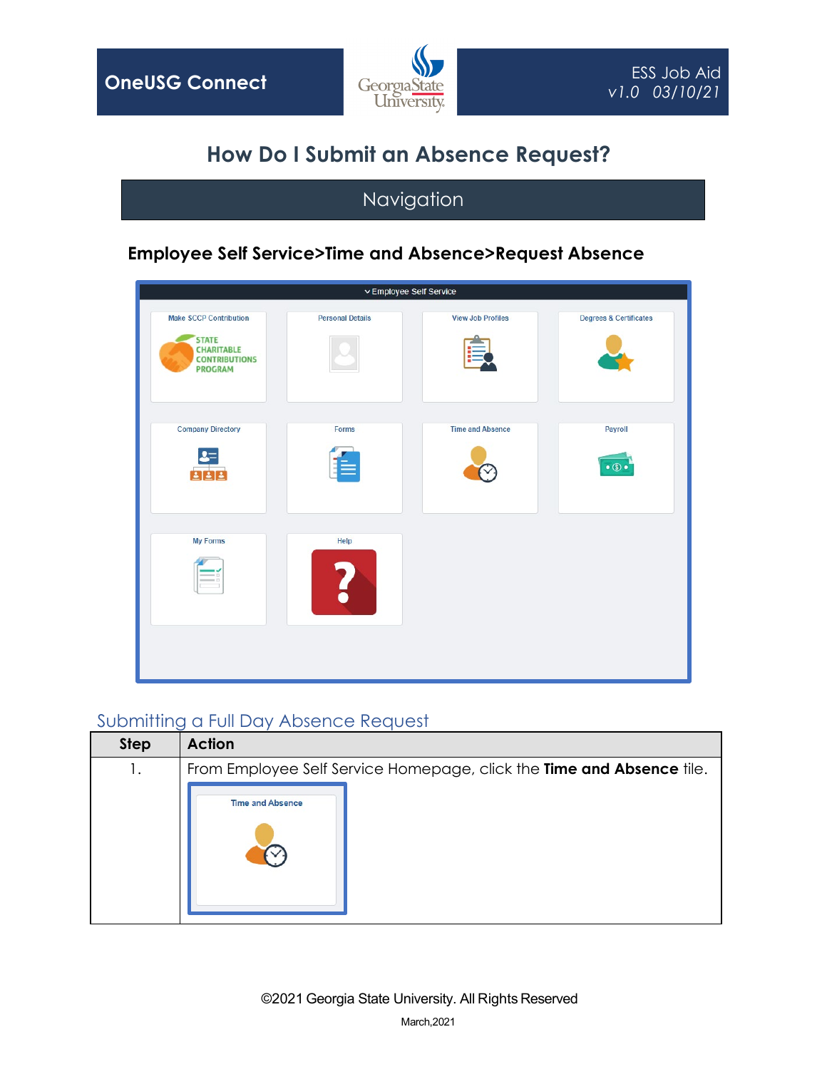OneUSG Connect

ESS Job Aid
v1.0 03/10/21

# How Do I Submit an Absence Request?

## Navigation

**Employee Self Service>Time and Absence>Request Absence**

## Submitting a Full Day Absence Request

| Step | Action |
|---|---|
| 1. | From Employee Self Service Homepage, click the **Time and Absence** tile. |

©2021 Georgia State University. All Rights Reserved

March,2021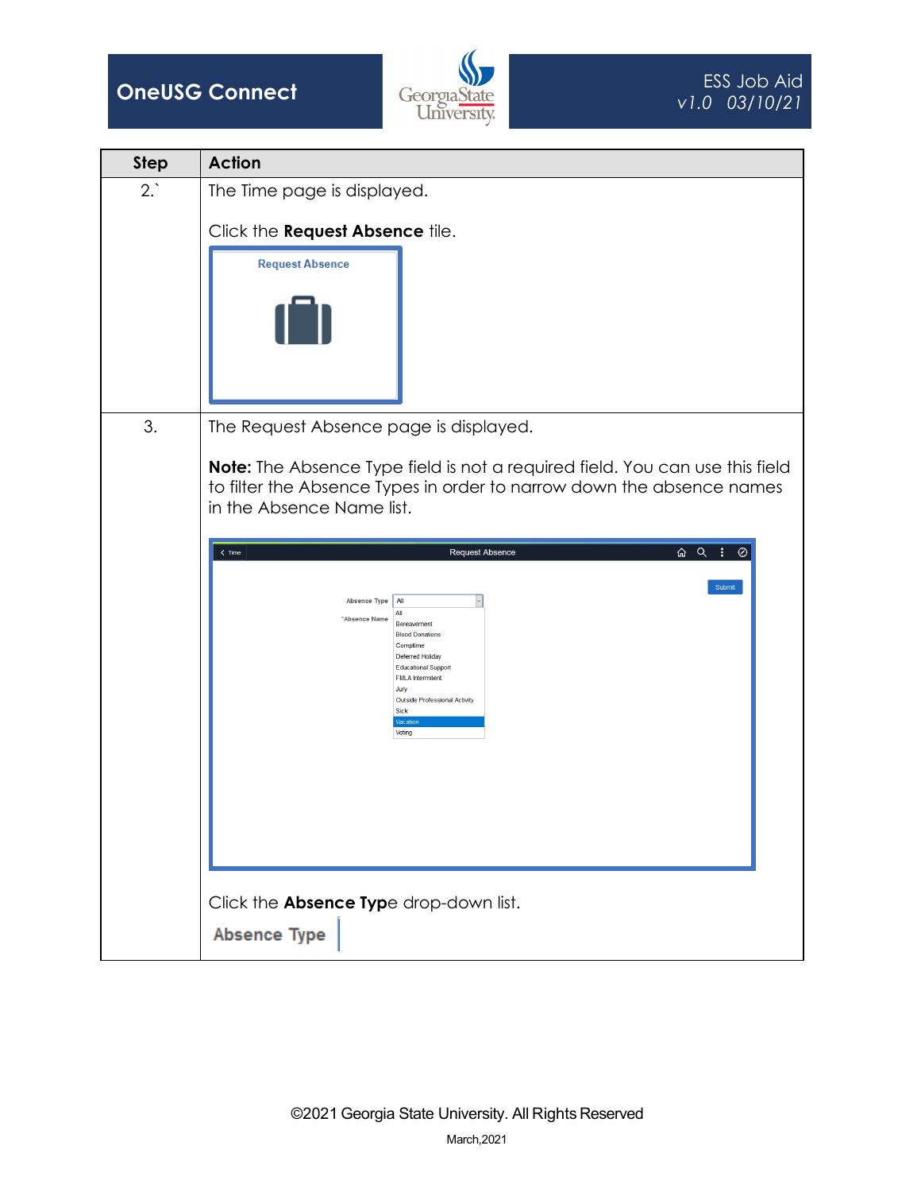| Step | Action |
| --- | --- |
| 2.` | The Time page is displayed.<br><br>Click the **Request Absence** tile. |
| 3. | The Request Absence page is displayed.<br><br>**Note:** The Absence Type field is not a required field. You can use this field to filter the Absence Types in order to narrow down the absence names in the Absence Name list.<br><br>Click the **Absence Typ**e drop-down list. |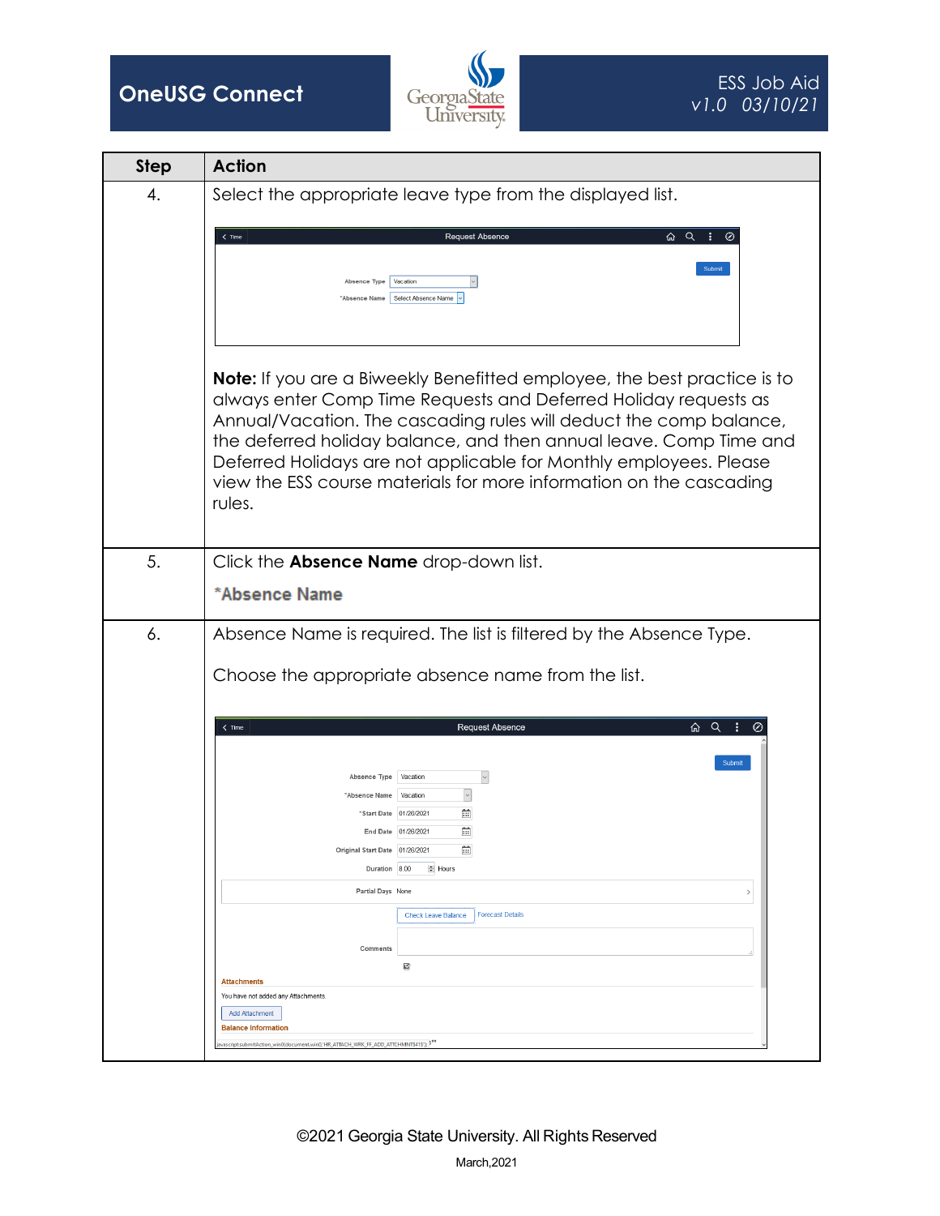| Step | Action |
|---|---|
| 4. | Select the appropriate leave type from the displayed list.<br><br>**Note:** If you are a Biweekly Benefitted employee, the best practice is to always enter Comp Time Requests and Deferred Holiday requests as Annual/Vacation. The cascading rules will deduct the comp balance, the deferred holiday balance, and then annual leave. Comp Time and Deferred Holidays are not applicable for Monthly employees. Please view the ESS course materials for more information on the cascading rules. |
| 5. | Click the **Absence Name** drop-down list.<br><br>*Absence Name |
| 6. | Absence Name is required. The list is filtered by the Absence Type.<br><br>Choose the appropriate absence name from the list. |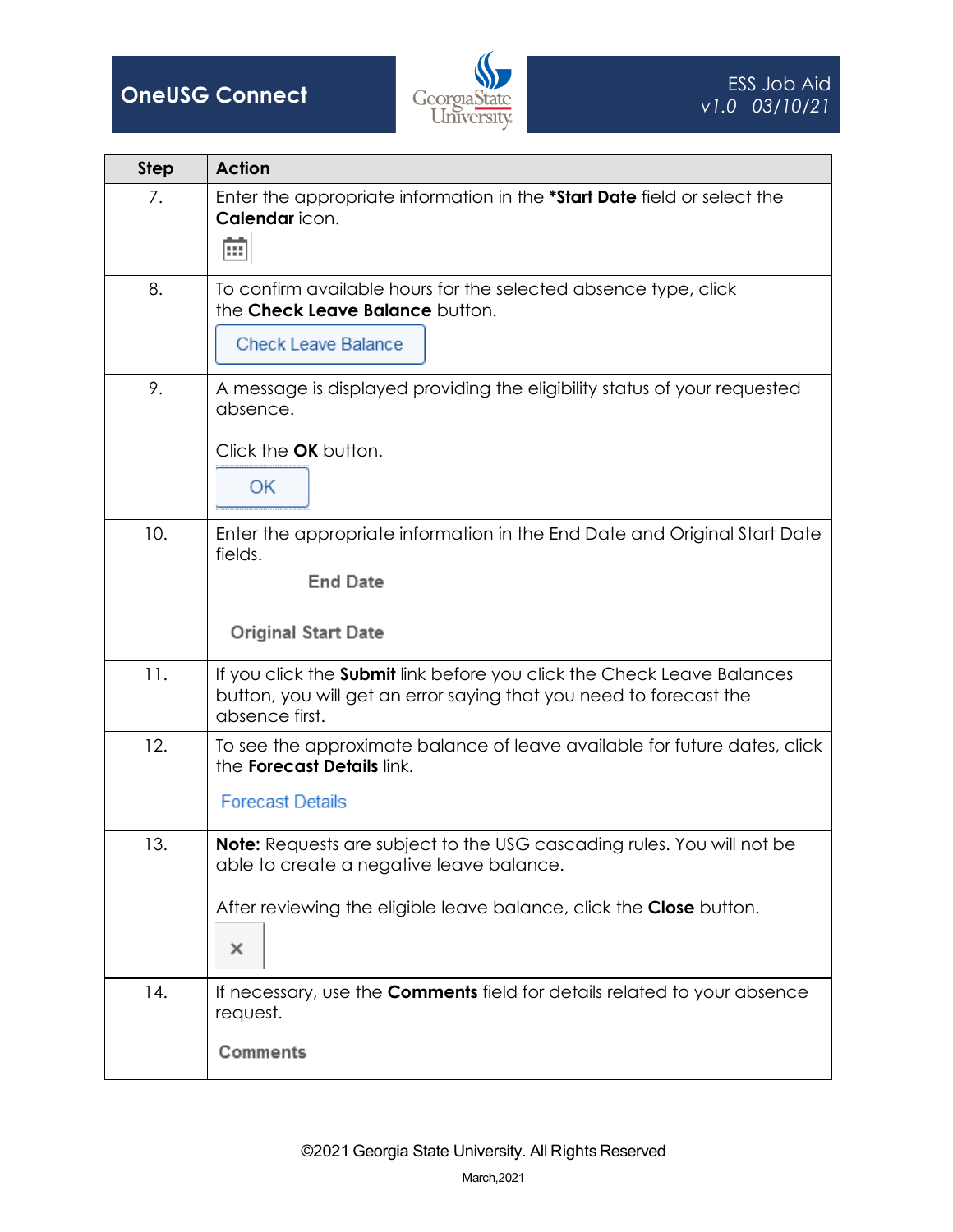| Step | Action |
|---|---|
| 7. | Enter the appropriate information in the ***Start Date** field or select the **Calendar** icon. |
| 8. | To confirm available hours for the selected absence type, click the **Check Leave Balance** button.<br><br>Check Leave Balance |
| 9. | A message is displayed providing the eligibility status of your requested absence.<br><br>Click the **OK** button.<br><br>OK |
| 10. | Enter the appropriate information in the End Date and Original Start Date fields.<br><br>End Date<br><br>Original Start Date |
| 11. | If you click the **Submit** link before you click the Check Leave Balances button, you will get an error saying that you need to forecast the absence first. |
| 12. | To see the approximate balance of leave available for future dates, click the **Forecast Details** link.<br><br>Forecast Details |
| 13. | **Note:** Requests are subject to the USG cascading rules. You will not be able to create a negative leave balance.<br><br>After reviewing the eligible leave balance, click the **Close** button.<br><br>× |
| 14. | If necessary, use the **Comments** field for details related to your absence request.<br><br>Comments |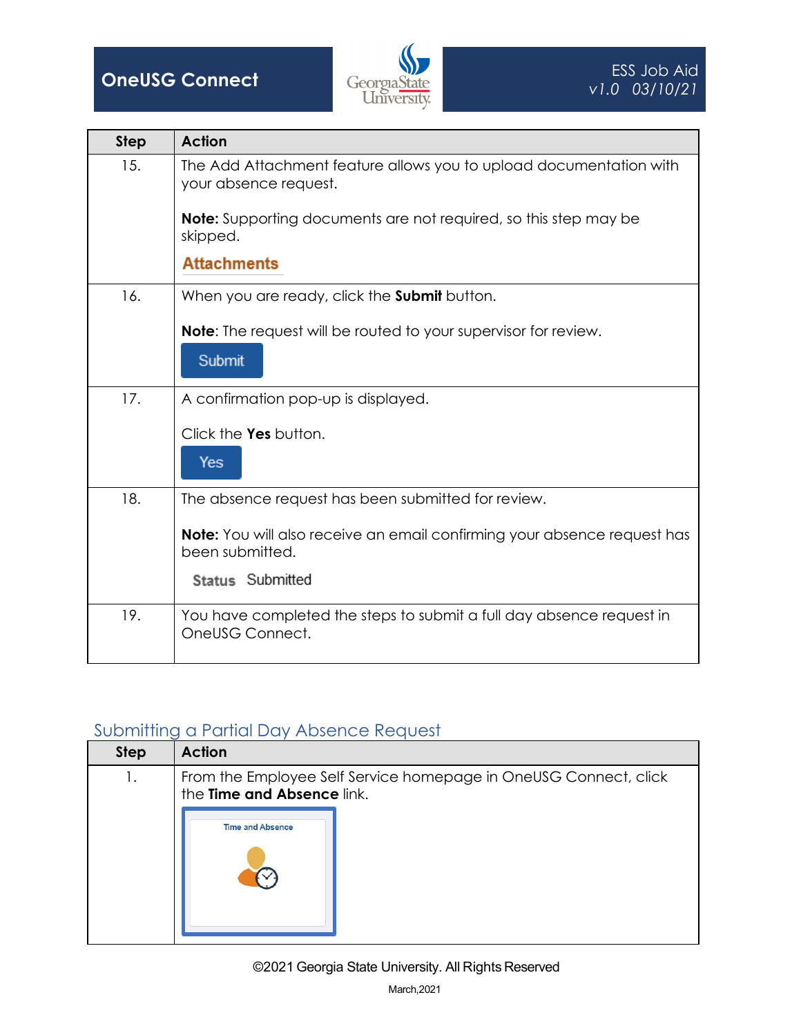| Step | Action |
|---|---|
| 15. | The Add Attachment feature allows you to upload documentation with your absence request.<br><br>**Note:** Supporting documents are not required, so this step may be skipped.<br><br>Attachments |
| 16. | When you are ready, click the **Submit** button.<br><br>**Note**: The request will be routed to your supervisor for review.<br><br>Submit |
| 17. | A confirmation pop-up is displayed.<br><br>Click the **Yes** button.<br><br>Yes |
| 18. | The absence request has been submitted for review.<br><br>**Note:** You will also receive an email confirming your absence request has been submitted.<br><br>Status Submitted |
| 19. | You have completed the steps to submit a full day absence request in OneUSG Connect. |

## Submitting a Partial Day Absence Request

| Step | Action |
|---|---|
| 1. | From the Employee Self Service homepage in OneUSG Connect, click the **Time and Absence** link.<br><br>Time and Absence |

©2021 Georgia State University. All Rights Reserved

March,2021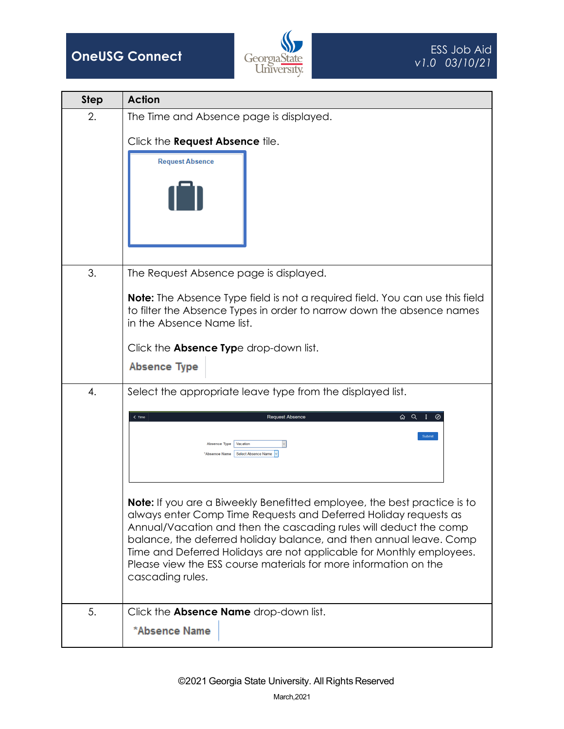| Step | Action |
| --- | --- |
| 2. | The Time and Absence page is displayed.<br><br>Click the **Request Absence** tile.<br><br>Request Absence |
| 3. | The Request Absence page is displayed.<br><br>**Note:** The Absence Type field is not a required field. You can use this field to filter the Absence Types in order to narrow down the absence names in the Absence Name list.<br><br>Click the **Absence Typ**e drop-down list.<br><br>Absence Type |
| 4. | Select the appropriate leave type from the displayed list.<br><br>Time · Request Absence · Submit · Absence Type: Vacation · *Absence Name: Select Absence Name<br><br>**Note:** If you are a Biweekly Benefitted employee, the best practice is to always enter Comp Time Requests and Deferred Holiday requests as Annual/Vacation and then the cascading rules will deduct the comp balance, the deferred holiday balance, and then annual leave. Comp Time and Deferred Holidays are not applicable for Monthly employees. Please view the ESS course materials for more information on the cascading rules. |
| 5. | Click the **Absence Name** drop-down list.<br><br>*Absence Name |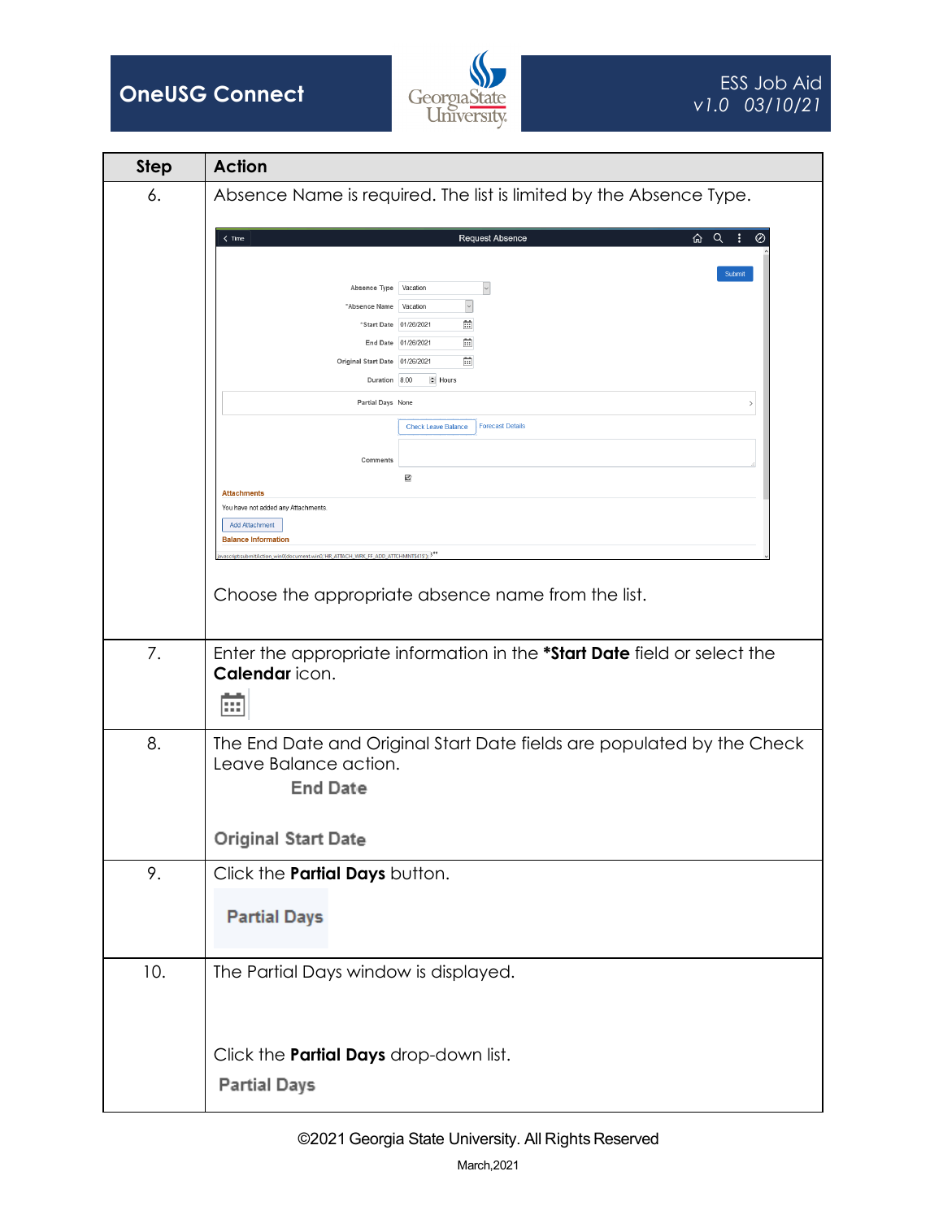| Step | Action |
|---|---|
| 6. | Absence Name is required. The list is limited by the Absence Type.<br><br>Choose the appropriate absence name from the list. |
| 7. | Enter the appropriate information in the ***Start Date** field or select the **Calendar** icon. |
| 8. | The End Date and Original Start Date fields are populated by the Check Leave Balance action.<br>End Date<br><br>Original Start Date |
| 9. | Click the **Partial Days** button.<br>Partial Days |
| 10. | The Partial Days window is displayed.<br><br>Click the **Partial Days** drop-down list.<br>Partial Days |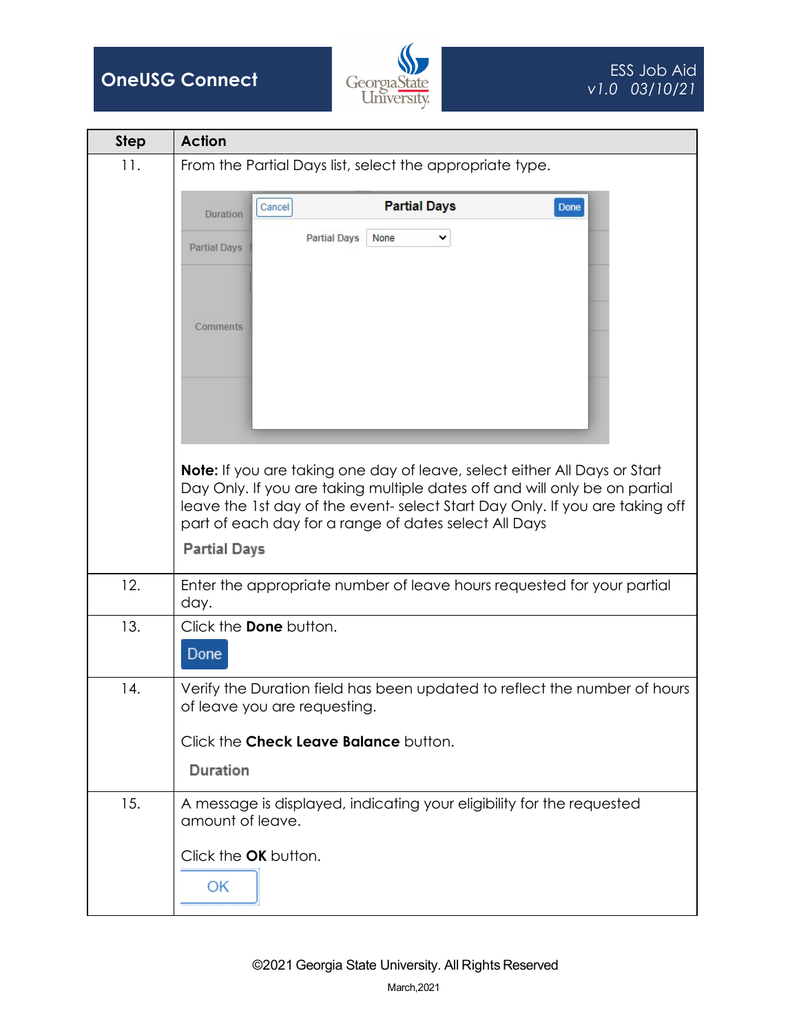| Step | Action |
|---|---|
| 11. | From the Partial Days list, select the appropriate type.<br><br>**Note:** If you are taking one day of leave, select either All Days or Start Day Only. If you are taking multiple dates off and will only be on partial leave the 1st day of the event- select Start Day Only. If you are taking off part of each day for a range of dates select All Days<br><br>Partial Days |
| 12. | Enter the appropriate number of leave hours requested for your partial day. |
| 13. | Click the **Done** button.<br><br>Done |
| 14. | Verify the Duration field has been updated to reflect the number of hours of leave you are requesting.<br><br>Click the **Check Leave Balance** button.<br><br>Duration |
| 15. | A message is displayed, indicating your eligibility for the requested amount of leave.<br><br>Click the **OK** button.<br><br>OK |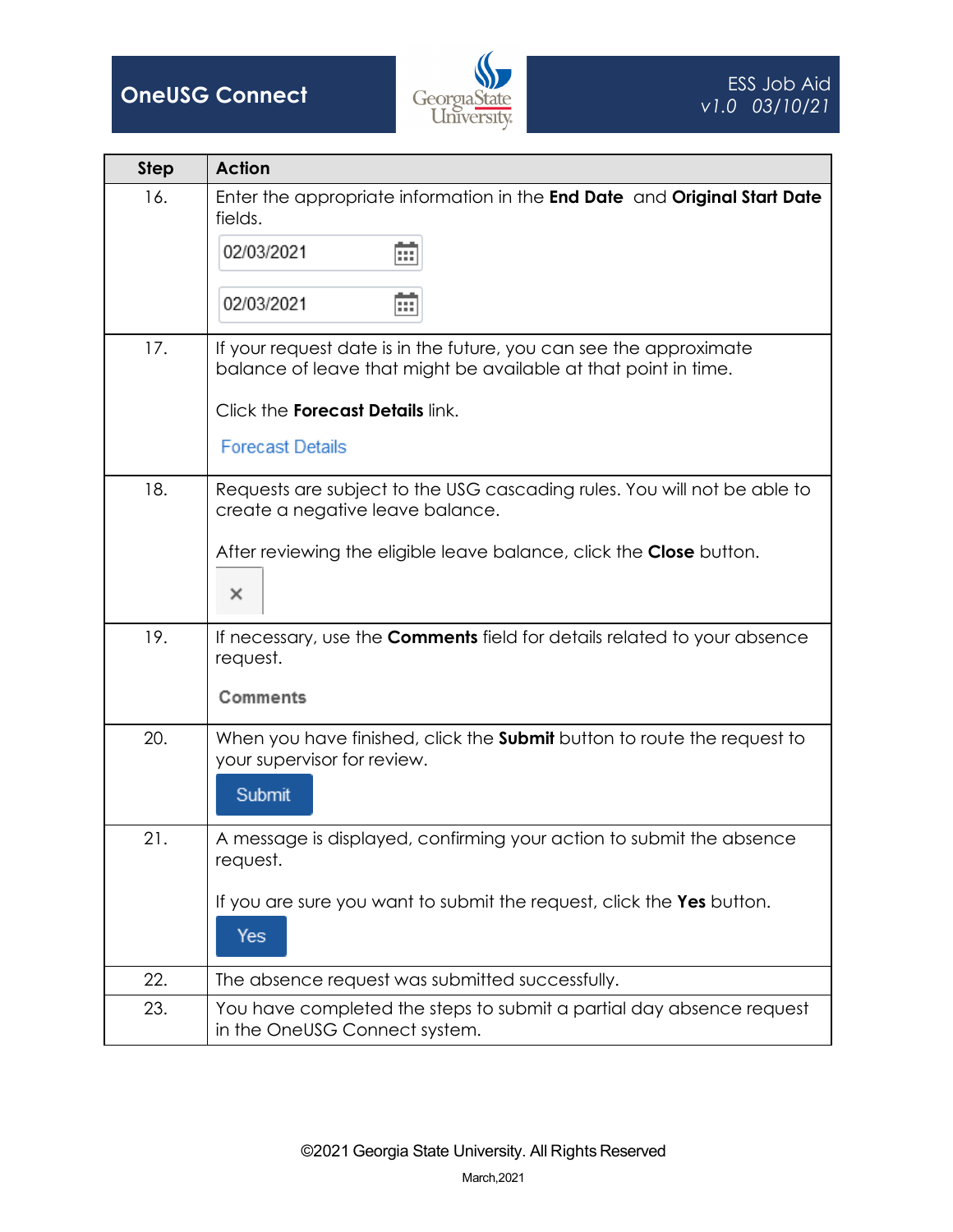| Step | Action |
| --- | --- |
| 16. | Enter the appropriate information in the **End Date** and **Original Start Date** fields.<br><br>02/03/2021<br><br>02/03/2021 |
| 17. | If your request date is in the future, you can see the approximate balance of leave that might be available at that point in time.<br><br>Click the **Forecast Details** link.<br><br>Forecast Details |
| 18. | Requests are subject to the USG cascading rules. You will not be able to create a negative leave balance.<br><br>After reviewing the eligible leave balance, click the **Close** button.<br><br>× |
| 19. | If necessary, use the **Comments** field for details related to your absence request.<br><br>**Comments** |
| 20. | When you have finished, click the **Submit** button to route the request to your supervisor for review.<br><br>Submit |
| 21. | A message is displayed, confirming your action to submit the absence request.<br><br>If you are sure you want to submit the request, click the **Yes** button.<br><br>Yes |
| 22. | The absence request was submitted successfully. |
| 23. | You have completed the steps to submit a partial day absence request in the OneUSG Connect system. |

©2021 Georgia State University. All Rights Reserved

March,2021